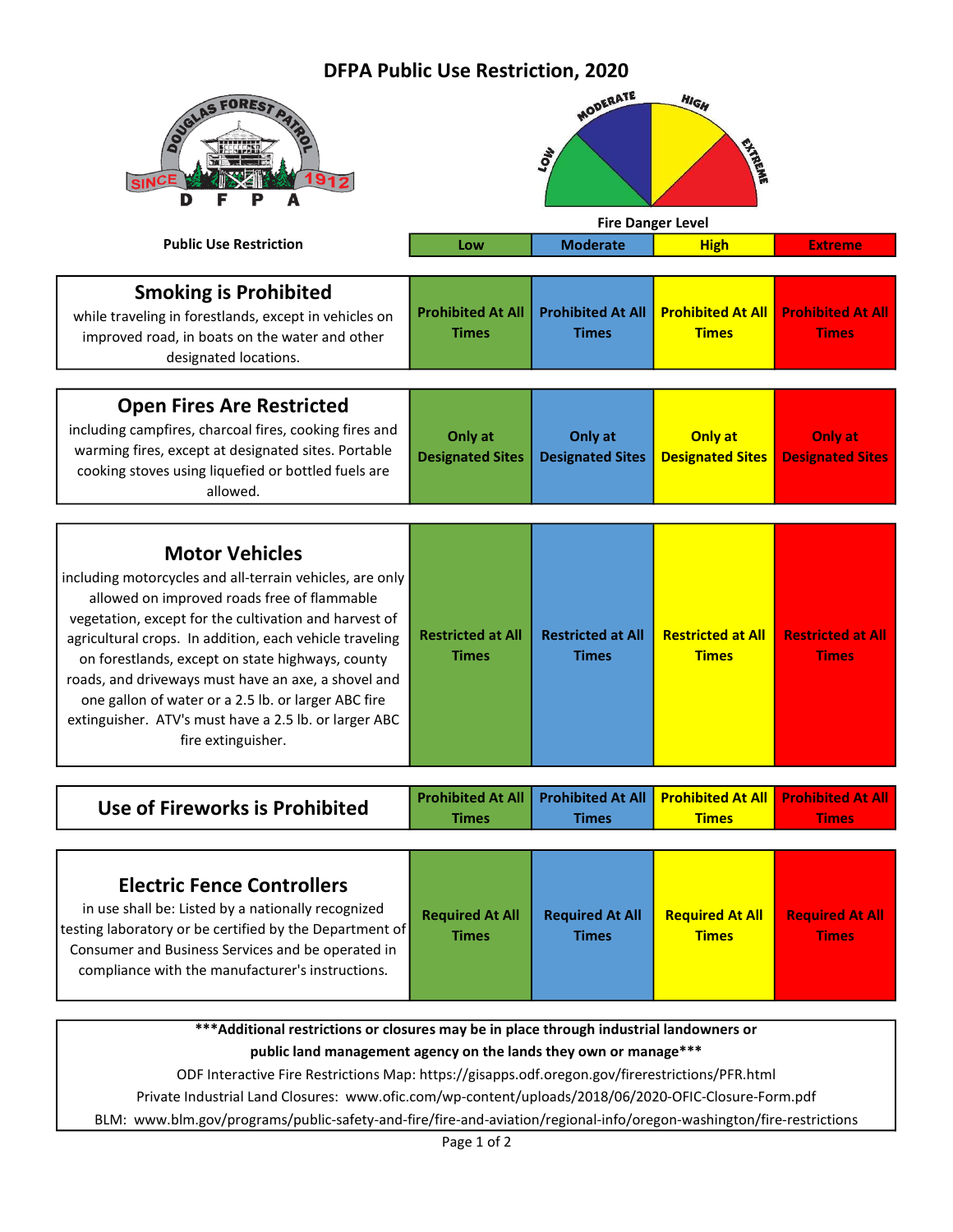# DFPA Public Use Restriction, 2020

| Public Use Restriction | Low | Moderate | High | Extreme |
|---|---|---|---|---|
| **Smoking is Prohibited** while traveling in forestlands, except in vehicles on improved road, in boats on the water and other designated locations. | Prohibited At All Times | Prohibited At All Times | Prohibited At All Times | Prohibited At All Times |
| **Open Fires Are Restricted** including campfires, charcoal fires, cooking fires and warming fires, except at designated sites. Portable cooking stoves using liquefied or bottled fuels are allowed. | Only at Designated Sites | Only at Designated Sites | Only at Designated Sites | Only at Designated Sites |
| **Motor Vehicles** including motorcycles and all-terrain vehicles, are only allowed on improved roads free of flammable vegetation, except for the cultivation and harvest of agricultural crops. In addition, each vehicle traveling on forestlands, except on state highways, county roads, and driveways must have an axe, a shovel and one gallon of water or a 2.5 lb. or larger ABC fire extinguisher. ATV's must have a 2.5 lb. or larger ABC fire extinguisher. | Restricted at All Times | Restricted at All Times | Restricted at All Times | Restricted at All Times |
| **Use of Fireworks is Prohibited** | Prohibited At All Times | Prohibited At All Times | Prohibited At All Times | Prohibited At All Times |
| **Electric Fence Controllers** in use shall be: Listed by a nationally recognized testing laboratory or be certified by the Department of Consumer and Business Services and be operated in compliance with the manufacturer's instructions. | Required At All Times | Required At All Times | Required At All Times | Required At All Times |

**\*\*\*Additional restrictions or closures may be in place through industrial landowners or public land management agency on the lands they own or manage\*\*\***

ODF Interactive Fire Restrictions Map: https://gisapps.odf.oregon.gov/firerestrictions/PFR.html

Private Industrial Land Closures: www.ofic.com/wp-content/uploads/2018/06/2020-OFIC-Closure-Form.pdf

BLM: www.blm.gov/programs/public-safety-and-fire/fire-and-aviation/regional-info/oregon-washington/fire-restrictions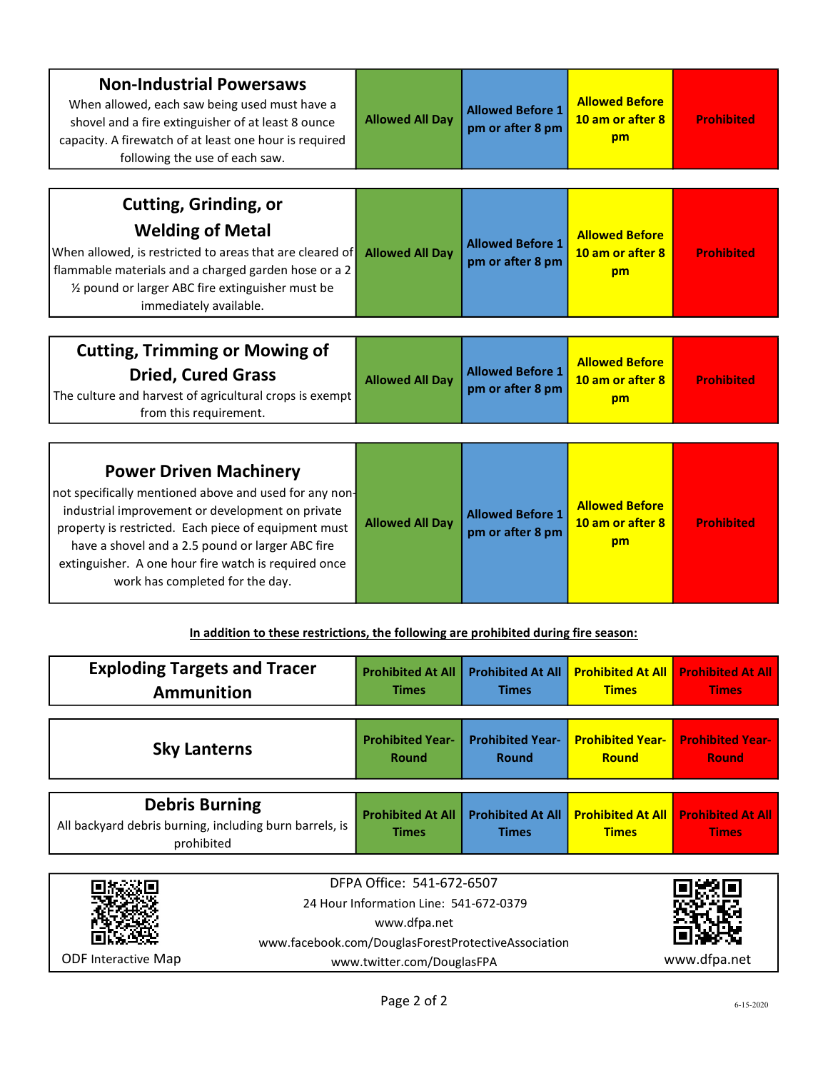| | | | | |
|---|---|---|---|---|
| **Non-Industrial Powersaws** When allowed, each saw being used must have a shovel and a fire extinguisher of at least 8 ounce capacity. A firewatch of at least one hour is required following the use of each saw. | Allowed All Day | Allowed Before 1 pm or after 8 pm | Allowed Before 10 am or after 8 pm | Prohibited |
| **Cutting, Grinding, or Welding of Metal** When allowed, is restricted to areas that are cleared of flammable materials and a charged garden hose or a 2 ½ pound or larger ABC fire extinguisher must be immediately available. | Allowed All Day | Allowed Before 1 pm or after 8 pm | Allowed Before 10 am or after 8 pm | Prohibited |
| **Cutting, Trimming or Mowing of Dried, Cured Grass** The culture and harvest of agricultural crops is exempt from this requirement. | Allowed All Day | Allowed Before 1 pm or after 8 pm | Allowed Before 10 am or after 8 pm | Prohibited |
| **Power Driven Machinery** not specifically mentioned above and used for any non-industrial improvement or development on private property is restricted. Each piece of equipment must have a shovel and a 2.5 pound or larger ABC fire extinguisher. A one hour fire watch is required once work has completed for the day. | Allowed All Day | Allowed Before 1 pm or after 8 pm | Allowed Before 10 am or after 8 pm | Prohibited |

**In addition to these restrictions, the following are prohibited during fire season:**

| | | | | |
|---|---|---|---|---|
| **Exploding Targets and Tracer Ammunition** | Prohibited At All Times | Prohibited At All Times | Prohibited At All Times | Prohibited At All Times |
| **Sky Lanterns** | Prohibited Year-Round | Prohibited Year-Round | Prohibited Year-Round | Prohibited Year-Round |
| **Debris Burning** All backyard debris burning, including burn barrels, is prohibited | Prohibited At All Times | Prohibited At All Times | Prohibited At All Times | Prohibited At All Times |

ODF Interactive Map

DFPA Office: 541-672-6507
24 Hour Information Line: 541-672-0379
www.dfpa.net
www.facebook.com/DouglasForestProtectiveAssociation
www.twitter.com/DouglasFPA

www.dfpa.net

6-15-2020